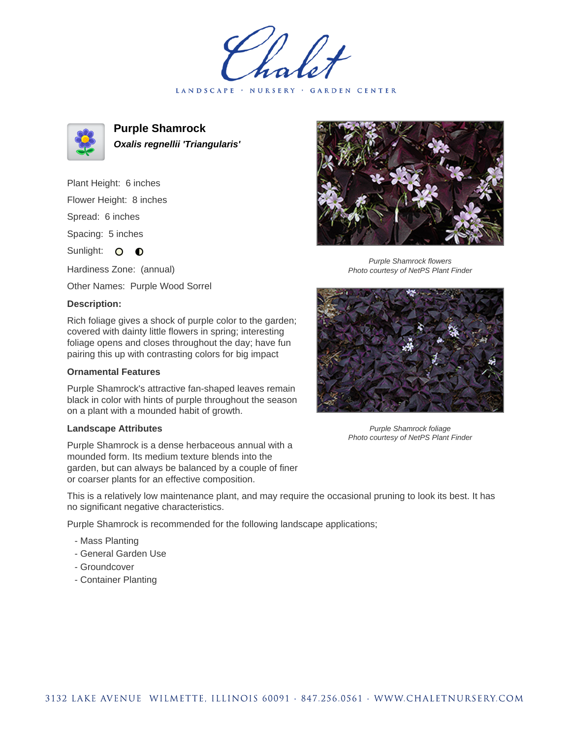# Purple Shamrock

***Oxalis regnellii 'Triangularis'***

Plant Height: 6 inches

Flower Height: 8 inches

Spread: 6 inches

Spacing: 5 inches

Sunlight: ○ ◐

Hardiness Zone: (annual)

Other Names: Purple Wood Sorrel

**Description:**

Rich foliage gives a shock of purple color to the garden; covered with dainty little flowers in spring; interesting foliage opens and closes throughout the day; have fun pairing this up with contrasting colors for big impact

### Ornamental Features

Purple Shamrock's attractive fan-shaped leaves remain black in color with hints of purple throughout the season on a plant with a mounded habit of growth.

### Landscape Attributes

Purple Shamrock is a dense herbaceous annual with a mounded form. Its medium texture blends into the garden, but can always be balanced by a couple of finer or coarser plants for an effective composition.

This is a relatively low maintenance plant, and may require the occasional pruning to look its best. It has no significant negative characteristics.

Purple Shamrock is recommended for the following landscape applications;

- Mass Planting
- General Garden Use
- Groundcover
- Container Planting

*Purple Shamrock flowers*
*Photo courtesy of NetPS Plant Finder*

*Purple Shamrock foliage*
*Photo courtesy of NetPS Plant Finder*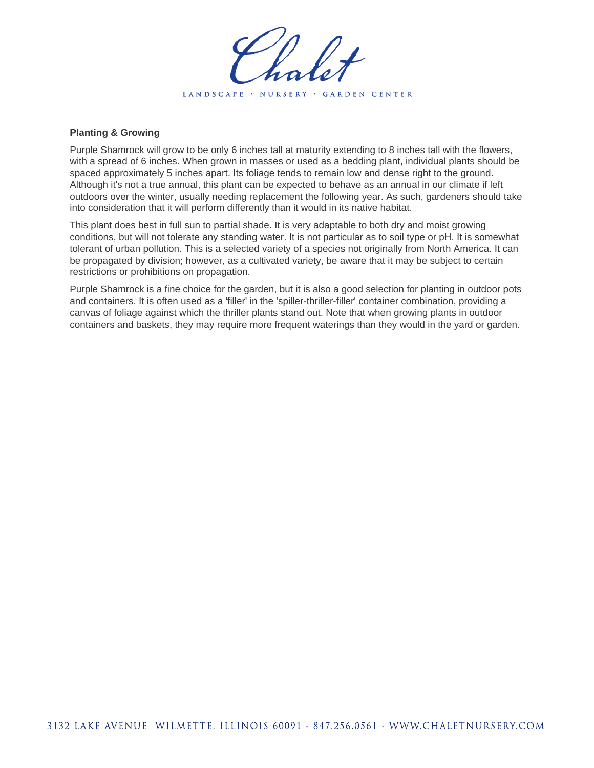**Planting & Growing**

Purple Shamrock will grow to be only 6 inches tall at maturity extending to 8 inches tall with the flowers, with a spread of 6 inches. When grown in masses or used as a bedding plant, individual plants should be spaced approximately 5 inches apart. Its foliage tends to remain low and dense right to the ground. Although it's not a true annual, this plant can be expected to behave as an annual in our climate if left outdoors over the winter, usually needing replacement the following year. As such, gardeners should take into consideration that it will perform differently than it would in its native habitat.

This plant does best in full sun to partial shade. It is very adaptable to both dry and moist growing conditions, but will not tolerate any standing water. It is not particular as to soil type or pH. It is somewhat tolerant of urban pollution. This is a selected variety of a species not originally from North America. It can be propagated by division; however, as a cultivated variety, be aware that it may be subject to certain restrictions or prohibitions on propagation.

Purple Shamrock is a fine choice for the garden, but it is also a good selection for planting in outdoor pots and containers. It is often used as a 'filler' in the 'spiller-thriller-filler' container combination, providing a canvas of foliage against which the thriller plants stand out. Note that when growing plants in outdoor containers and baskets, they may require more frequent waterings than they would in the yard or garden.